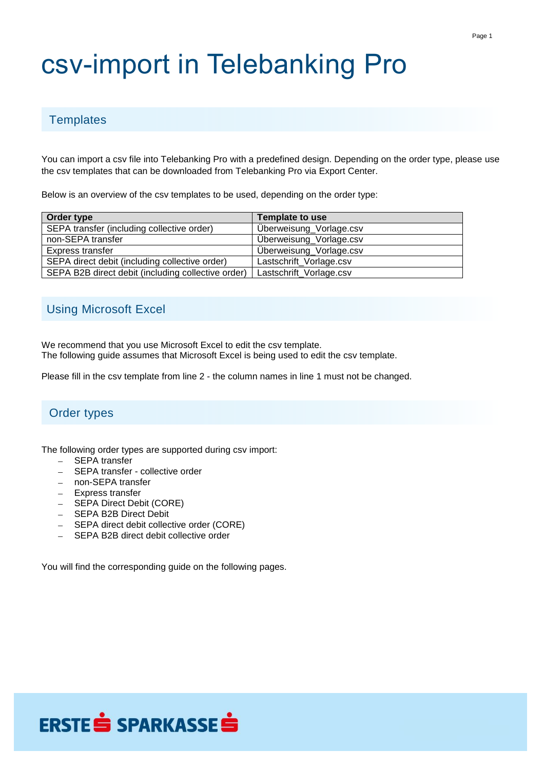# csv-import in Telebanking Pro

## Templates

You can import a csv file into Telebanking Pro with a predefined design. Depending on the order type, please use the csv templates that can be downloaded from Telebanking Pro via Export Center.

Below is an overview of the csv templates to be used, depending on the order type:

| Order type | Template to use |
|---|---|
| SEPA transfer (including collective order) | Überweisung_Vorlage.csv |
| non-SEPA transfer | Überweisung_Vorlage.csv |
| Express transfer | Überweisung_Vorlage.csv |
| SEPA direct debit (including collective order) | Lastschrift_Vorlage.csv |
| SEPA B2B direct debit (including collective order) | Lastschrift_Vorlage.csv |

## Using Microsoft Excel

We recommend that you use Microsoft Excel to edit the csv template.
The following guide assumes that Microsoft Excel is being used to edit the csv template.

Please fill in the csv template from line 2 - the column names in line 1 must not be changed.

## Order types

The following order types are supported during csv import:

- SEPA transfer
- SEPA transfer - collective order
- non-SEPA transfer
- Express transfer
- SEPA Direct Debit (CORE)
- SEPA B2B Direct Debit
- SEPA direct debit collective order (CORE)
- SEPA B2B direct debit collective order

You will find the corresponding guide on the following pages.

ERSTE SPARKASSE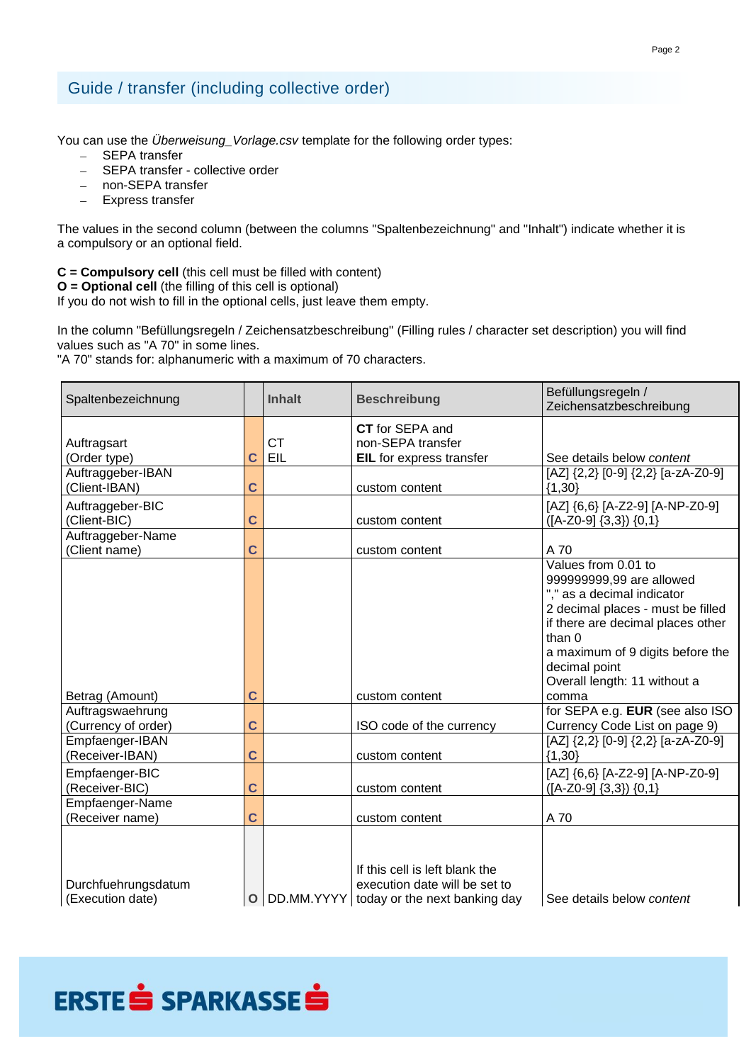## Guide / transfer (including collective order)

You can use the *Überweisung_Vorlage.csv* template for the following order types:

- SEPA transfer
- SEPA transfer - collective order
- non-SEPA transfer
- Express transfer

The values in the second column (between the columns "Spaltenbezeichnung" and "Inhalt") indicate whether it is a compulsory or an optional field.

**C = Compulsory cell** (this cell must be filled with content)
**O = Optional cell** (the filling of this cell is optional)
If you do not wish to fill in the optional cells, just leave them empty.

In the column "Befüllungsregeln / Zeichensatzbeschreibung" (Filling rules / character set description) you will find values such as "A 70" in some lines.
"A 70" stands for: alphanumeric with a maximum of 70 characters.

| Spaltenbezeichnung | | **Inhalt** | **Beschreibung** | Befüllungsregeln / Zeichensatzbeschreibung |
|---|---|---|---|---|
| Auftragsart (Order type) | C | CT EIL | **CT** for SEPA and non-SEPA transfer **EIL** for express transfer | See details below *content* |
| Auftraggeber-IBAN (Client-IBAN) | C | | custom content | [AZ] {2,2} [0-9] {2,2} [a-zA-Z0-9] {1,30} |
| Auftraggeber-BIC (Client-BIC) | C | | custom content | [AZ] {6,6} [A-Z2-9] [A-NP-Z0-9] ([A-Z0-9] {3,3}) {0,1} |
| Auftraggeber-Name (Client name) | C | | custom content | A 70 |
| Betrag (Amount) | C | | custom content | Values from 0.01 to 999999999,99 are allowed "," as a decimal indicator 2 decimal places - must be filled if there are decimal places other than 0 a maximum of 9 digits before the decimal point Overall length: 11 without a comma |
| Auftragswaehrung (Currency of order) | C | | ISO code of the currency | for SEPA e.g. **EUR** (see also ISO Currency Code List on page 9) |
| Empfaenger-IBAN (Receiver-IBAN) | C | | custom content | [AZ] {2,2} [0-9] {2,2} [a-zA-Z0-9] {1,30} |
| Empfaenger-BIC (Receiver-BIC) | C | | custom content | [AZ] {6,6} [A-Z2-9] [A-NP-Z0-9] ([A-Z0-9] {3,3}) {0,1} |
| Empfaenger-Name (Receiver name) | C | | custom content | A 70 |
| Durchfuehrungsdatum (Execution date) | O | DD.MM.YYYY | If this cell is left blank the execution date will be set to today or the next banking day | See details below *content* |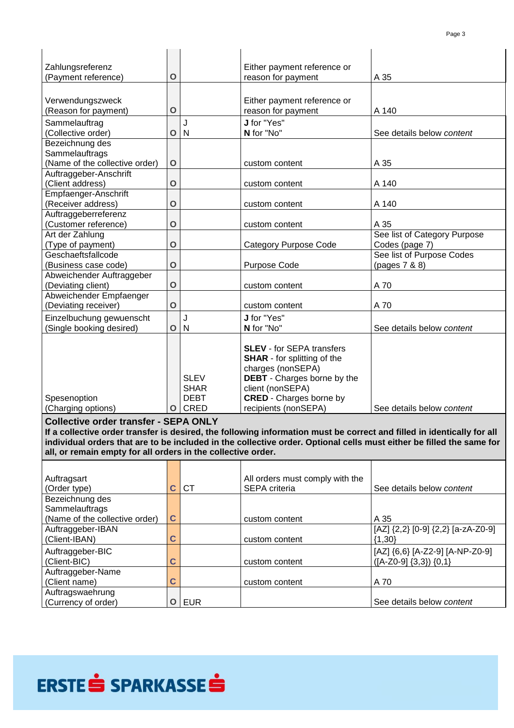| | | | | |
|---|---|---|---|---|
| Zahlungsreferenz (Payment reference) | O | | Either payment reference or reason for payment | A 35 |
| Verwendungszweck (Reason for payment) | O | | Either payment reference or reason for payment | A 140 |
| Sammelauftrag (Collective order) | O | J N | **J** for "Yes" **N** for "No" | See details below *content* |
| Bezeichnung des Sammelauftrags (Name of the collective order) | O | | custom content | A 35 |
| Auftraggeber-Anschrift (Client address) | O | | custom content | A 140 |
| Empfaenger-Anschrift (Receiver address) | O | | custom content | A 140 |
| Auftraggeberreferenz (Customer reference) | O | | custom content | A 35 |
| Art der Zahlung (Type of payment) | O | | Category Purpose Code | See list of Category Purpose Codes (page 7) |
| Geschaeftsfallcode (Business case code) | O | | Purpose Code | See list of Purpose Codes (pages 7 & 8) |
| Abweichender Auftraggeber (Deviating client) | O | | custom content | A 70 |
| Abweichender Empfaenger (Deviating receiver) | O | | custom content | A 70 |
| Einzelbuchung gewuenscht (Single booking desired) | O | J N | **J** for "Yes" **N** for "No" | See details below *content* |
| Spesenoption (Charging options) | O | SLEV SHAR DEBT CRED | **SLEV** - for SEPA transfers **SHAR** - for splitting of the charges (nonSEPA) **DEBT** - Charges borne by the client (nonSEPA) **CRED** - Charges borne by recipients (nonSEPA) | See details below *content* |
| **Collective order transfer - SEPA ONLY** **If a collective order transfer is desired, the following information must be correct and filled in identically for all individual orders that are to be included in the collective order. Optional cells must either be filled the same for all, or remain empty for all orders in the collective order.** | | | | |
| Auftragsart (Order type) | C | CT | All orders must comply with the SEPA criteria | See details below *content* |
| Bezeichnung des Sammelauftrags (Name of the collective order) | C | | custom content | A 35 |
| Auftraggeber-IBAN (Client-IBAN) | C | | custom content | [AZ] {2,2} [0-9] {2,2} [a-zA-Z0-9] {1,30} |
| Auftraggeber-BIC (Client-BIC) | C | | custom content | [AZ] {6,6} [A-Z2-9] [A-NP-Z0-9] ([A-Z0-9] {3,3}) {0,1} |
| Auftraggeber-Name (Client name) | C | | custom content | A 70 |
| Auftragswaehrung (Currency of order) | O | EUR | | See details below *content* |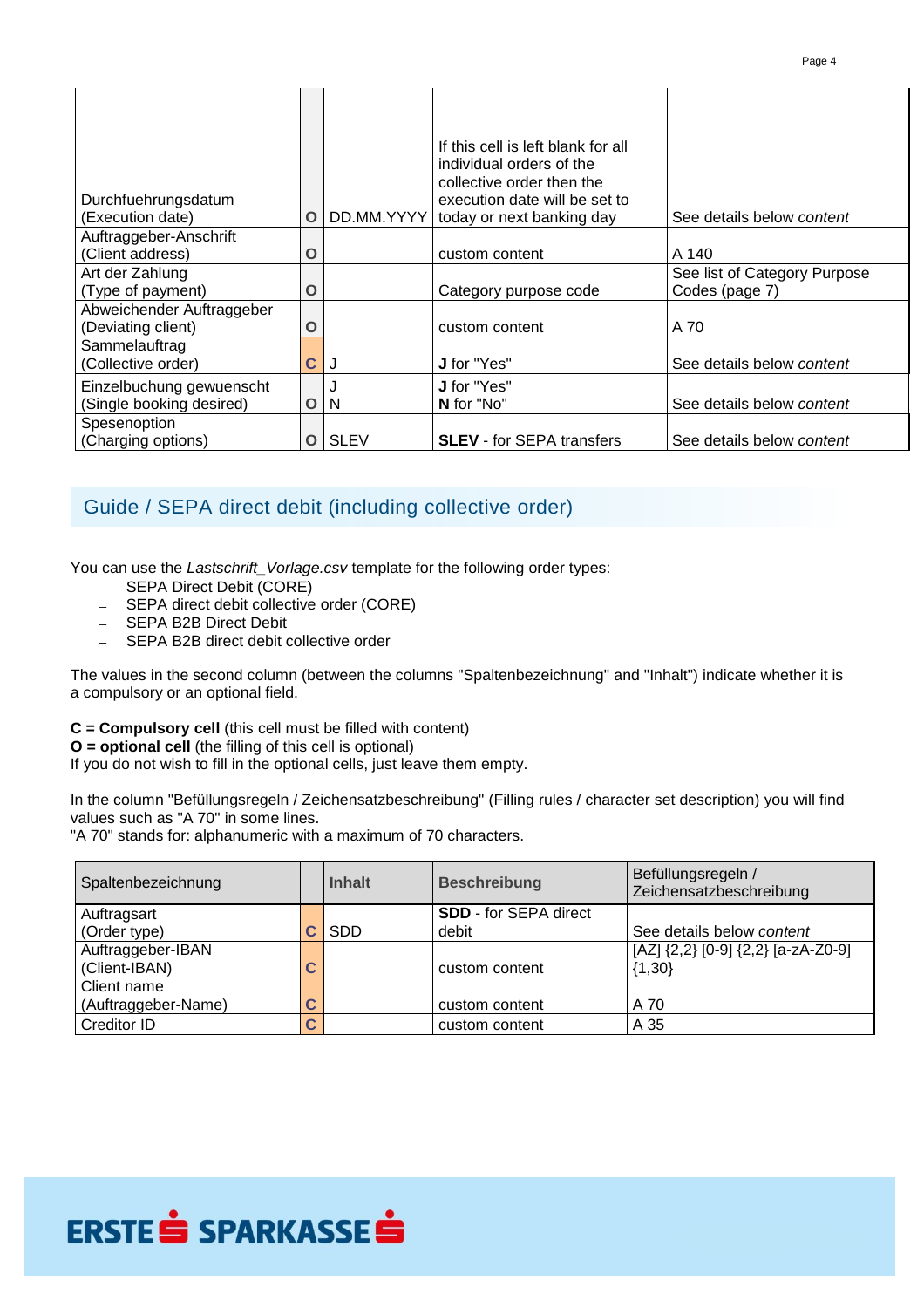| | | | | |
|---|---|---|---|---|
| Durchfuehrungsdatum (Execution date) | O | DD.MM.YYYY | If this cell is left blank for all individual orders of the collective order then the execution date will be set to today or next banking day | See details below *content* |
| Auftraggeber-Anschrift (Client address) | O | | custom content | A 140 |
| Art der Zahlung (Type of payment) | O | | Category purpose code | See list of Category Purpose Codes (page 7) |
| Abweichender Auftraggeber (Deviating client) | O | | custom content | A 70 |
| Sammelauftrag (Collective order) | C | J | **J** for "Yes" | See details below *content* |
| Einzelbuchung gewuenscht (Single booking desired) | O | J<br>N | **J** for "Yes"<br>**N** for "No" | See details below *content* |
| Spesenoption (Charging options) | O | SLEV | **SLEV** - for SEPA transfers | See details below *content* |

## Guide / SEPA direct debit (including collective order)

You can use the *Lastschrift_Vorlage.csv* template for the following order types:

- SEPA Direct Debit (CORE)
- SEPA direct debit collective order (CORE)
- SEPA B2B Direct Debit
- SEPA B2B direct debit collective order

The values in the second column (between the columns "Spaltenbezeichnung" and "Inhalt") indicate whether it is a compulsory or an optional field.

**C = Compulsory cell** (this cell must be filled with content)
**O = optional cell** (the filling of this cell is optional)
If you do not wish to fill in the optional cells, just leave them empty.

In the column "Befüllungsregeln / Zeichensatzbeschreibung" (Filling rules / character set description) you will find values such as "A 70" in some lines.
"A 70" stands for: alphanumeric with a maximum of 70 characters.

| Spaltenbezeichnung | | Inhalt | Beschreibung | Befüllungsregeln / Zeichensatzbeschreibung |
|---|---|---|---|---|
| Auftragsart (Order type) | C | SDD | **SDD** - for SEPA direct debit | See details below *content* |
| Auftraggeber-IBAN (Client-IBAN) | C | | custom content | [AZ] {2,2} [0-9] {2,2} [a-zA-Z0-9] {1,30} |
| Client name (Auftraggeber-Name) | C | | custom content | A 70 |
| Creditor ID | C | | custom content | A 35 |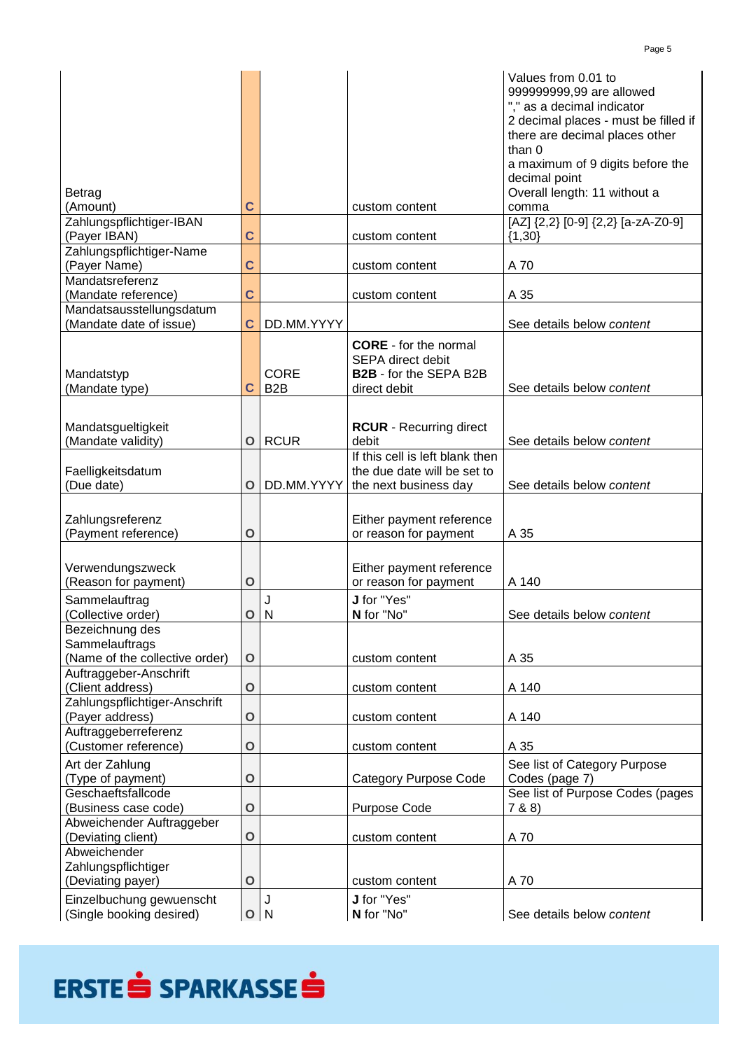| | | | | |
|---|---|---|---|---|
| Betrag (Amount) | C | | custom content | Values from 0.01 to 999999999,99 are allowed "," as a decimal indicator 2 decimal places - must be filled if there are decimal places other than 0 a maximum of 9 digits before the decimal point Overall length: 11 without a comma |
| Zahlungspflichtiger-IBAN (Payer IBAN) | C | | custom content | [AZ] {2,2} [0-9] {2,2} [a-zA-Z0-9] {1,30} |
| Zahlungspflichtiger-Name (Payer Name) | C | | custom content | A 70 |
| Mandatsreferenz (Mandate reference) | C | | custom content | A 35 |
| Mandatsausstellungsdatum (Mandate date of issue) | C | DD.MM.YYYY | | See details below *content* |
| Mandatstyp (Mandate type) | C | CORE B2B | **CORE** - for the normal SEPA direct debit **B2B** - for the SEPA B2B direct debit | See details below *content* |
| Mandatsgueltigkeit (Mandate validity) | O | RCUR | **RCUR** - Recurring direct debit | See details below *content* |
| Faelligkeitsdatum (Due date) | O | DD.MM.YYYY | If this cell is left blank then the due date will be set to the next business day | See details below *content* |
| Zahlungsreferenz (Payment reference) | O | | Either payment reference or reason for payment | A 35 |
| Verwendungszweck (Reason for payment) | O | | Either payment reference or reason for payment | A 140 |
| Sammelauftrag (Collective order) | O | J N | **J** for "Yes" **N** for "No" | See details below *content* |
| Bezeichnung des Sammelauftrags (Name of the collective order) | O | | custom content | A 35 |
| Auftraggeber-Anschrift (Client address) | O | | custom content | A 140 |
| Zahlungspflichtiger-Anschrift (Payer address) | O | | custom content | A 140 |
| Auftraggeberreferenz (Customer reference) | O | | custom content | A 35 |
| Art der Zahlung (Type of payment) | O | | Category Purpose Code | See list of Category Purpose Codes (page 7) |
| Geschaeftsfallcode (Business case code) | O | | Purpose Code | See list of Purpose Codes (pages 7 & 8) |
| Abweichender Auftraggeber (Deviating client) | O | | custom content | A 70 |
| Abweichender Zahlungspflichtiger (Deviating payer) | O | | custom content | A 70 |
| Einzelbuchung gewuenscht (Single booking desired) | O | J N | **J** for "Yes" **N** for "No" | See details below *content* |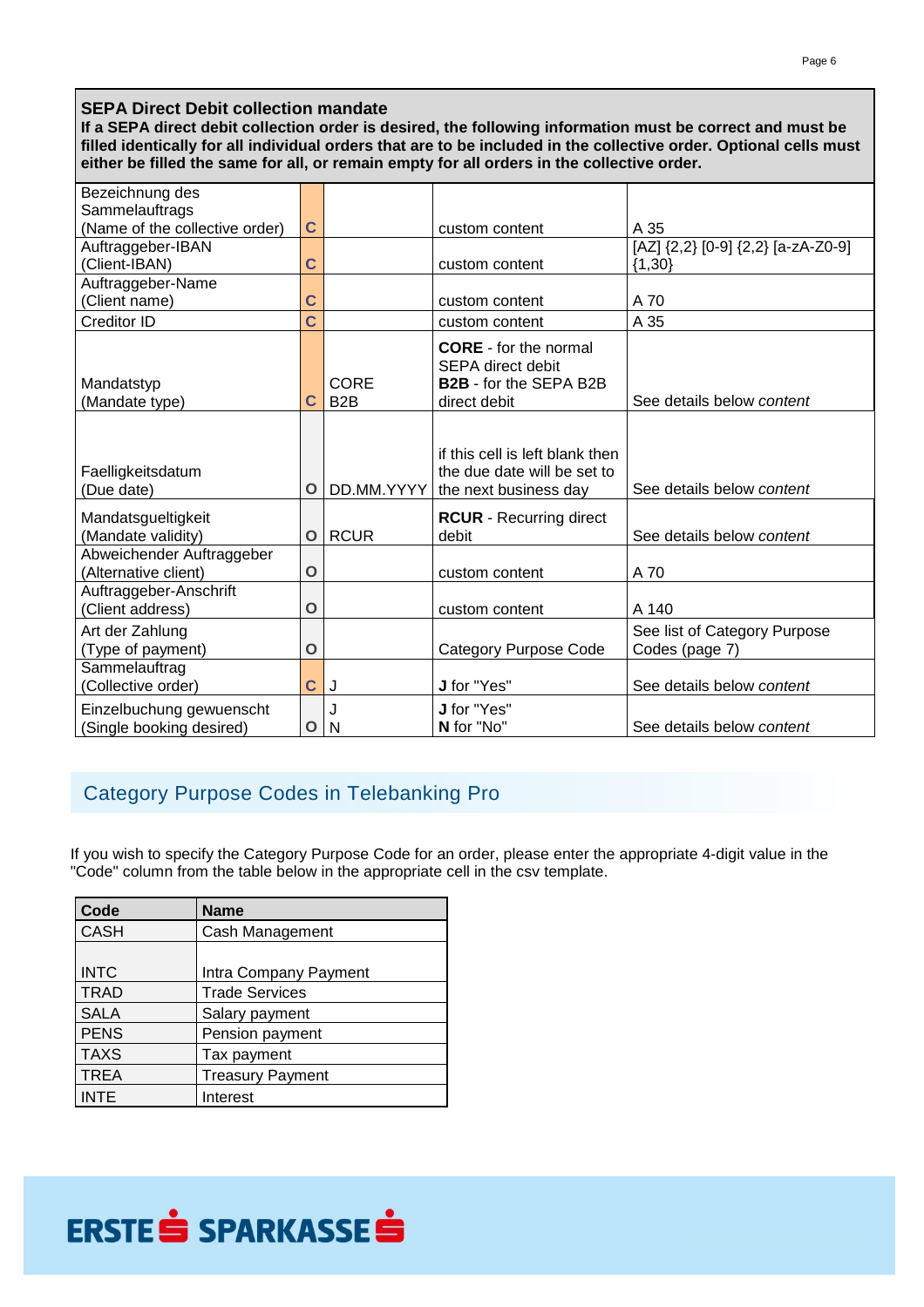| **SEPA Direct Debit collection mandate** **If a SEPA direct debit collection order is desired, the following information must be correct and must be filled identically for all individual orders that are to be included in the collective order. Optional cells must either be filled the same for all, or remain empty for all orders in the collective order.** | | | | |
|---|---|---|---|---|
| Bezeichnung des Sammelauftrags (Name of the collective order) | C | | custom content | A 35 |
| Auftraggeber-IBAN (Client-IBAN) | C | | custom content | [AZ] {2,2} [0-9] {2,2} [a-zA-Z0-9] {1,30} |
| Auftraggeber-Name (Client name) | C | | custom content | A 70 |
| Creditor ID | C | | custom content | A 35 |
| Mandatstyp (Mandate type) | C | CORE B2B | **CORE** - for the normal SEPA direct debit **B2B** - for the SEPA B2B direct debit | See details below *content* |
| Faelligkeitsdatum (Due date) | O | DD.MM.YYYY | if this cell is left blank then the due date will be set to the next business day | See details below *content* |
| Mandatsgueltigkeit (Mandate validity) | O | RCUR | **RCUR** - Recurring direct debit | See details below *content* |
| Abweichender Auftraggeber (Alternative client) | O | | custom content | A 70 |
| Auftraggeber-Anschrift (Client address) | O | | custom content | A 140 |
| Art der Zahlung (Type of payment) | O | | Category Purpose Code | See list of Category Purpose Codes (page 7) |
| Sammelauftrag (Collective order) | C | J | **J** for "Yes" | See details below *content* |
| Einzelbuchung gewuenscht (Single booking desired) | O | J N | **J** for "Yes" **N** for "No" | See details below *content* |

## Category Purpose Codes in Telebanking Pro

If you wish to specify the Category Purpose Code for an order, please enter the appropriate 4-digit value in the "Code" column from the table below in the appropriate cell in the csv template.

| Code | Name |
|---|---|
| CASH | Cash Management |
| INTC | Intra Company Payment |
| TRAD | Trade Services |
| SALA | Salary payment |
| PENS | Pension payment |
| TAXS | Tax payment |
| TREA | Treasury Payment |
| INTE | Interest |

ERSTE SPARKASSE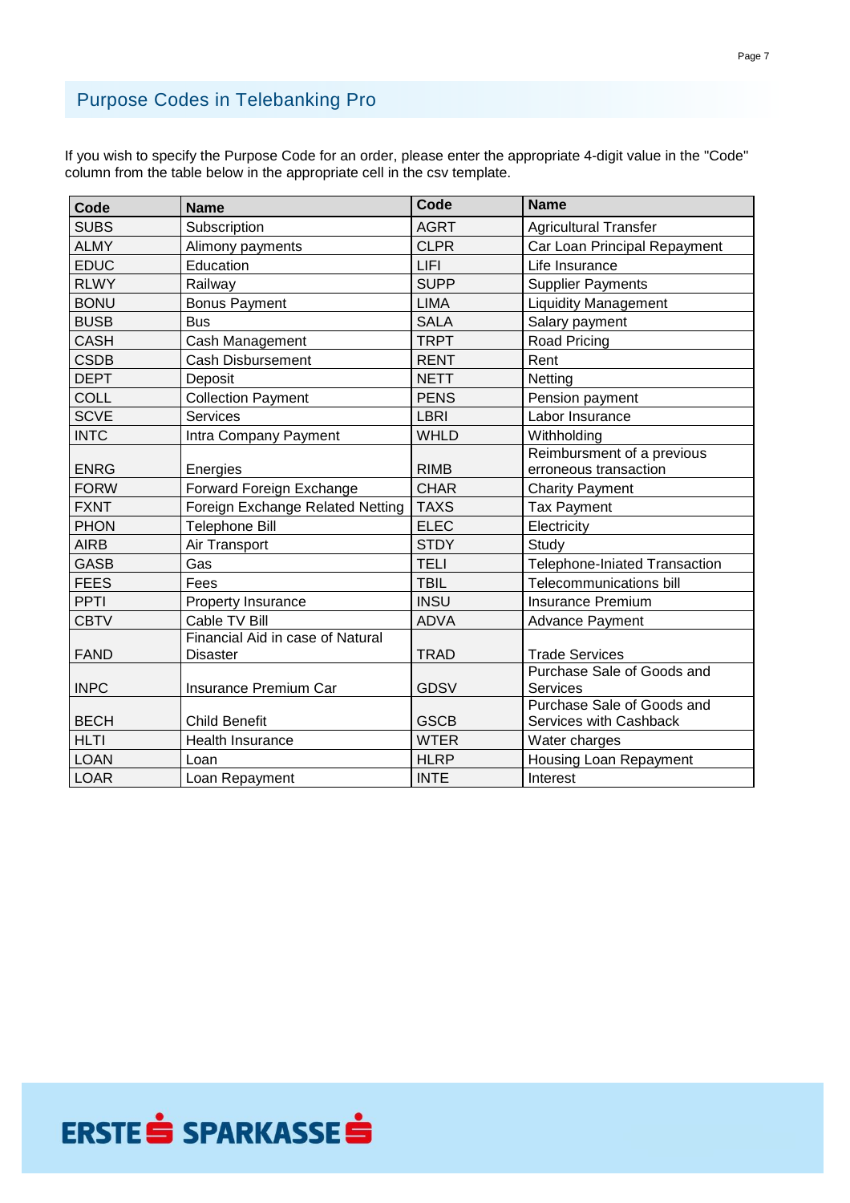## Purpose Codes in Telebanking Pro

If you wish to specify the Purpose Code for an order, please enter the appropriate 4-digit value in the "Code" column from the table below in the appropriate cell in the csv template.

| Code | Name | Code | Name |
|---|---|---|---|
| SUBS | Subscription | AGRT | Agricultural Transfer |
| ALMY | Alimony payments | CLPR | Car Loan Principal Repayment |
| EDUC | Education | LIFI | Life Insurance |
| RLWY | Railway | SUPP | Supplier Payments |
| BONU | Bonus Payment | LIMA | Liquidity Management |
| BUSB | Bus | SALA | Salary payment |
| CASH | Cash Management | TRPT | Road Pricing |
| CSDB | Cash Disbursement | RENT | Rent |
| DEPT | Deposit | NETT | Netting |
| COLL | Collection Payment | PENS | Pension payment |
| SCVE | Services | LBRI | Labor Insurance |
| INTC | Intra Company Payment | WHLD | Withholding |
| ENRG | Energies | RIMB | Reimbursment of a previous erroneous transaction |
| FORW | Forward Foreign Exchange | CHAR | Charity Payment |
| FXNT | Foreign Exchange Related Netting | TAXS | Tax Payment |
| PHON | Telephone Bill | ELEC | Electricity |
| AIRB | Air Transport | STDY | Study |
| GASB | Gas | TELI | Telephone-Iniated Transaction |
| FEES | Fees | TBIL | Telecommunications bill |
| PPTI | Property Insurance | INSU | Insurance Premium |
| CBTV | Cable TV Bill | ADVA | Advance Payment |
| FAND | Financial Aid in case of Natural Disaster | TRAD | Trade Services |
| INPC | Insurance Premium Car | GDSV | Purchase Sale of Goods and Services |
| BECH | Child Benefit | GSCB | Purchase Sale of Goods and Services with Cashback |
| HLTI | Health Insurance | WTER | Water charges |
| LOAN | Loan | HLRP | Housing Loan Repayment |
| LOAR | Loan Repayment | INTE | Interest |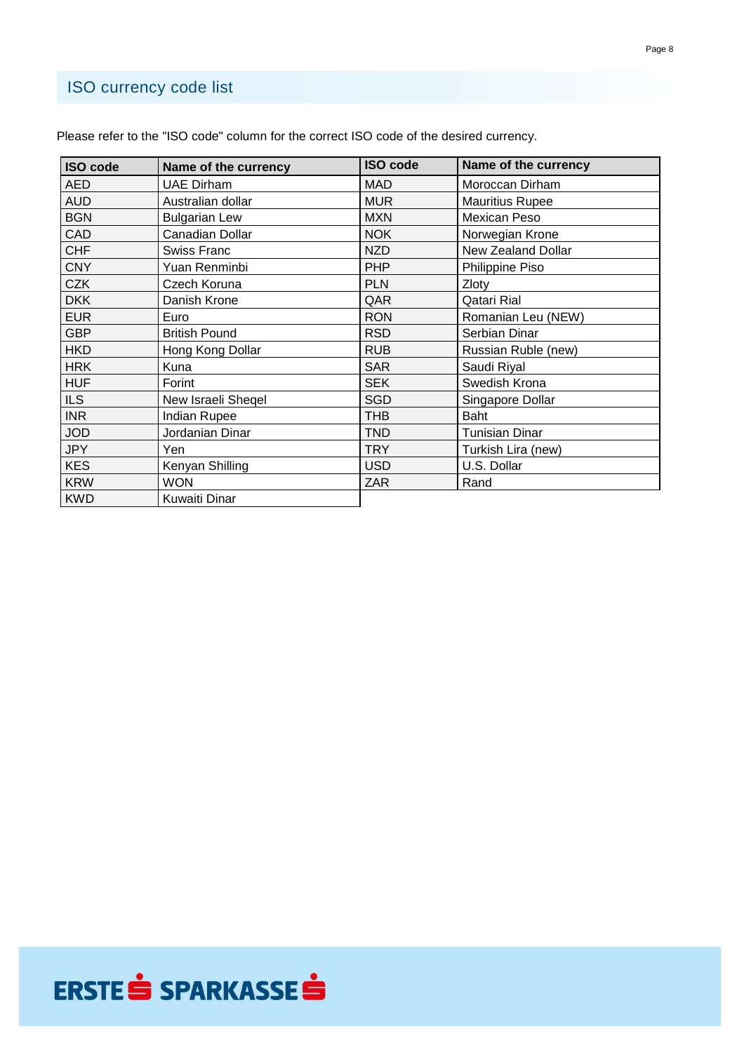## ISO currency code list

Please refer to the "ISO code" column for the correct ISO code of the desired currency.

| ISO code | Name of the currency | ISO code | Name of the currency |
|---|---|---|---|
| AED | UAE Dirham | MAD | Moroccan Dirham |
| AUD | Australian dollar | MUR | Mauritius Rupee |
| BGN | Bulgarian Lew | MXN | Mexican Peso |
| CAD | Canadian Dollar | NOK | Norwegian Krone |
| CHF | Swiss Franc | NZD | New Zealand Dollar |
| CNY | Yuan Renminbi | PHP | Philippine Piso |
| CZK | Czech Koruna | PLN | Zloty |
| DKK | Danish Krone | QAR | Qatari Rial |
| EUR | Euro | RON | Romanian Leu (NEW) |
| GBP | British Pound | RSD | Serbian Dinar |
| HKD | Hong Kong Dollar | RUB | Russian Ruble (new) |
| HRK | Kuna | SAR | Saudi Riyal |
| HUF | Forint | SEK | Swedish Krona |
| ILS | New Israeli Sheqel | SGD | Singapore Dollar |
| INR | Indian Rupee | THB | Baht |
| JOD | Jordanian Dinar | TND | Tunisian Dinar |
| JPY | Yen | TRY | Turkish Lira (new) |
| KES | Kenyan Shilling | USD | U.S. Dollar |
| KRW | WON | ZAR | Rand |
| KWD | Kuwaiti Dinar | | |

ERSTE SPARKASSE